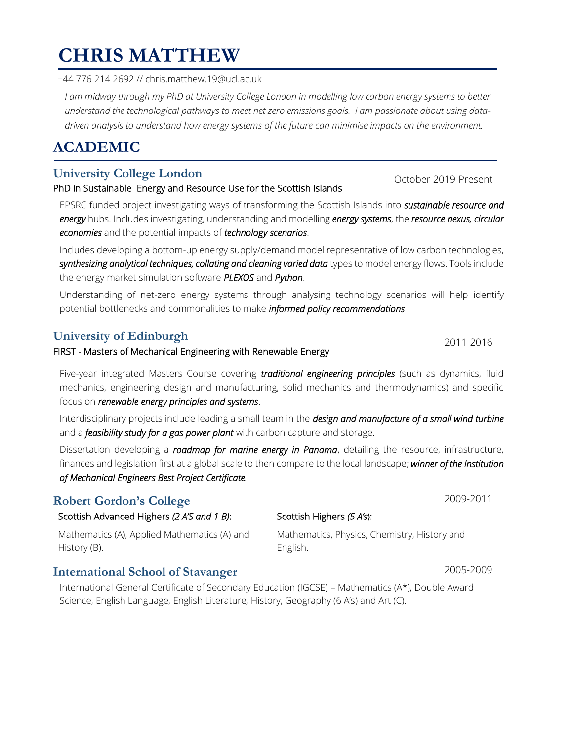# CHRIS MATTHEW

+44 776 214 2692 // chris.matthew.19@ucl.ac.uk

*I am midway through my PhD at University College London in modelling low carbon energy systems to better understand the technological pathways to meet net zero emissions goals. I am passionate about using data-driven analysis to understand how energy systems of the future can minimise impacts on the environment.*

## ACADEMIC

### University College London

October 2019-Present

PhD in Sustainable Energy and Resource Use for the Scottish Islands

EPSRC funded project investigating ways of transforming the Scottish Islands into ***sustainable resource and energy*** hubs. Includes investigating, understanding and modelling ***energy systems***, the ***resource nexus, circular economies*** and the potential impacts of ***technology scenarios***.

Includes developing a bottom-up energy supply/demand model representative of low carbon technologies, ***synthesizing analytical techniques, collating and cleaning varied data*** types to model energy flows. Tools include the energy market simulation software ***PLEXOS*** and ***Python***.

Understanding of net-zero energy systems through analysing technology scenarios will help identify potential bottlenecks and commonalities to make ***informed policy recommendations***

### University of Edinburgh

2011-2016

FIRST - Masters of Mechanical Engineering with Renewable Energy

Five-year integrated Masters Course covering ***traditional engineering principles*** (such as dynamics, fluid mechanics, engineering design and manufacturing, solid mechanics and thermodynamics) and specific focus on ***renewable energy principles and systems***.

Interdisciplinary projects include leading a small team in the ***design and manufacture of a small wind turbine*** and a ***feasibility study for a gas power plant*** with carbon capture and storage.

Dissertation developing a ***roadmap for marine energy in Panama***, detailing the resource, infrastructure, finances and legislation first at a global scale to then compare to the local landscape; ***winner of the Institution of Mechanical Engineers Best Project Certificate.***

### Robert Gordon's College

2009-2011

Scottish Advanced Highers *(2 A'S and 1 B)*:

Mathematics (A), Applied Mathematics (A) and History (B).

Scottish Highers *(5 A's)*:

Mathematics, Physics, Chemistry, History and English.

### International School of Stavanger

2005-2009

International General Certificate of Secondary Education (IGCSE) – Mathematics (A*), Double Award Science, English Language, English Literature, History, Geography (6 A's) and Art (C).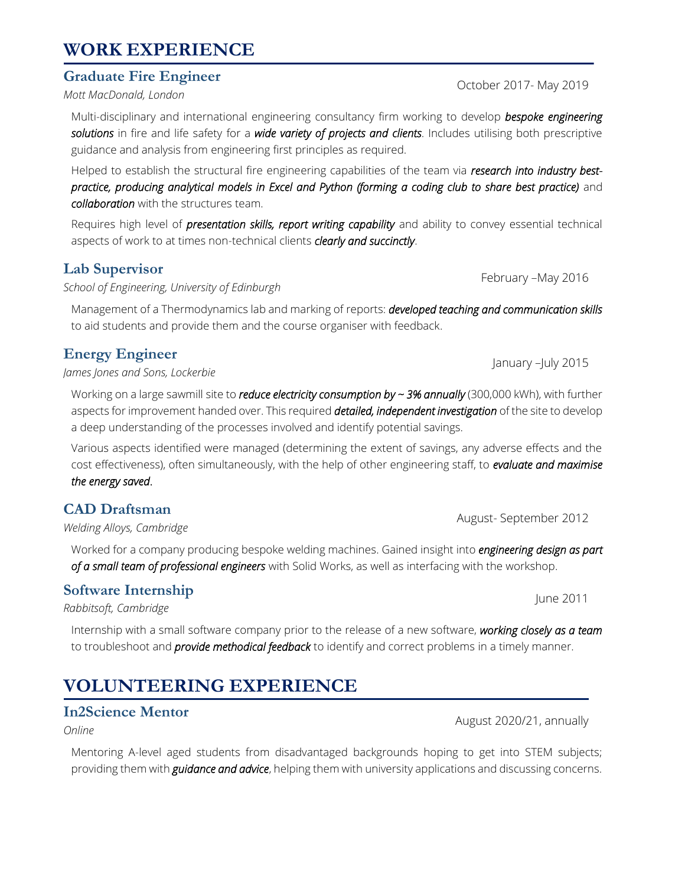# WORK EXPERIENCE

## Graduate Fire Engineer

*Mott MacDonald, London*

October 2017- May 2019

Multi-disciplinary and international engineering consultancy firm working to develop ***bespoke engineering solutions*** in fire and life safety for a ***wide variety of projects and clients***. Includes utilising both prescriptive guidance and analysis from engineering first principles as required.

Helped to establish the structural fire engineering capabilities of the team via ***research into industry best-practice, producing analytical models in Excel and Python (forming a coding club to share best practice)*** and ***collaboration*** with the structures team.

Requires high level of ***presentation skills, report writing capability*** and ability to convey essential technical aspects of work to at times non-technical clients ***clearly and succinctly***.

## Lab Supervisor

*School of Engineering, University of Edinburgh*

February –May 2016

Management of a Thermodynamics lab and marking of reports: ***developed teaching and communication skills*** to aid students and provide them and the course organiser with feedback.

## Energy Engineer

*James Jones and Sons, Lockerbie*

January –July 2015

Working on a large sawmill site to ***reduce electricity consumption by ~ 3% annually*** (300,000 kWh), with further aspects for improvement handed over. This required ***detailed, independent investigation*** of the site to develop a deep understanding of the processes involved and identify potential savings.

Various aspects identified were managed (determining the extent of savings, any adverse effects and the cost effectiveness), often simultaneously, with the help of other engineering staff, to ***evaluate and maximise the energy saved***.

## CAD Draftsman

*Welding Alloys, Cambridge*

August- September 2012

Worked for a company producing bespoke welding machines. Gained insight into ***engineering design as part of a small team of professional engineers*** with Solid Works, as well as interfacing with the workshop.

## Software Internship

*Rabbitsoft, Cambridge*

June 2011

Internship with a small software company prior to the release of a new software, ***working closely as a team*** to troubleshoot and ***provide methodical feedback*** to identify and correct problems in a timely manner.

# VOLUNTEERING EXPERIENCE

## In2Science Mentor

*Online*

August 2020/21, annually

Mentoring A-level aged students from disadvantaged backgrounds hoping to get into STEM subjects; providing them with ***guidance and advice***, helping them with university applications and discussing concerns.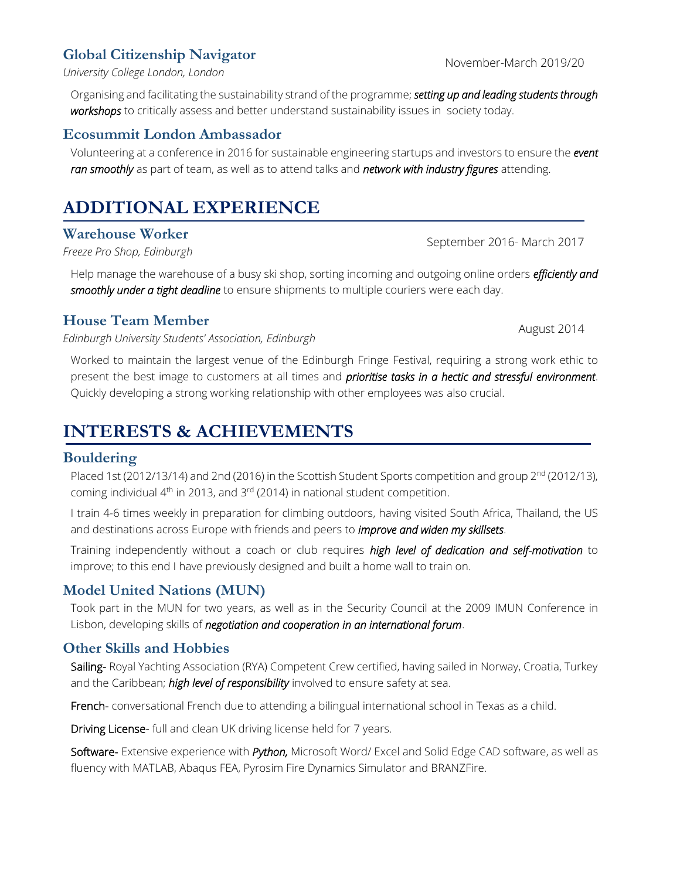### Global Citizenship Navigator

November-March 2019/20

*University College London, London*

Organising and facilitating the sustainability strand of the programme; ***setting up and leading students through workshops*** to critically assess and better understand sustainability issues in society today.

### Ecosummit London Ambassador

Volunteering at a conference in 2016 for sustainable engineering startups and investors to ensure the ***event ran smoothly*** as part of team, as well as to attend talks and ***network with industry figures*** attending.

## ADDITIONAL EXPERIENCE

### Warehouse Worker

September 2016- March 2017

*Freeze Pro Shop, Edinburgh*

Help manage the warehouse of a busy ski shop, sorting incoming and outgoing online orders ***efficiently and smoothly under a tight deadline*** to ensure shipments to multiple couriers were each day.

### House Team Member

August 2014

*Edinburgh University Students' Association, Edinburgh*

Worked to maintain the largest venue of the Edinburgh Fringe Festival, requiring a strong work ethic to present the best image to customers at all times and ***prioritise tasks in a hectic and stressful environment***. Quickly developing a strong working relationship with other employees was also crucial.

## INTERESTS & ACHIEVEMENTS

### Bouldering

Placed 1st (2012/13/14) and 2nd (2016) in the Scottish Student Sports competition and group 2nd (2012/13), coming individual 4th in 2013, and 3rd (2014) in national student competition.

I train 4-6 times weekly in preparation for climbing outdoors, having visited South Africa, Thailand, the US and destinations across Europe with friends and peers to ***improve and widen my skillsets***.

Training independently without a coach or club requires ***high level of dedication and self-motivation*** to improve; to this end I have previously designed and built a home wall to train on.

### Model United Nations (MUN)

Took part in the MUN for two years, as well as in the Security Council at the 2009 IMUN Conference in Lisbon, developing skills of ***negotiation and cooperation in an international forum***.

### Other Skills and Hobbies

Sailing- Royal Yachting Association (RYA) Competent Crew certified, having sailed in Norway, Croatia, Turkey and the Caribbean; ***high level of responsibility*** involved to ensure safety at sea.

French- conversational French due to attending a bilingual international school in Texas as a child.

Driving License- full and clean UK driving license held for 7 years.

Software- Extensive experience with ***Python,*** Microsoft Word/ Excel and Solid Edge CAD software, as well as fluency with MATLAB, Abaqus FEA, Pyrosim Fire Dynamics Simulator and BRANZFire.